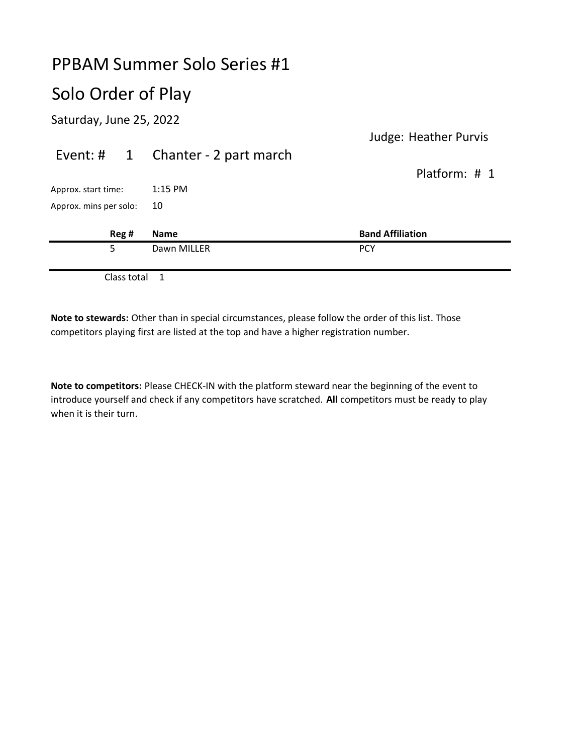# PPBAM Summer Solo Series #1

## Solo Order of Play

Saturday, June 25, 2022

Judge: Heather Purvis

### Event: # 1 Chanter - 2 part march

Platform: # 1

Approx. start time: 1:15 PM

Approx. mins per solo: 10

| Reg # | Name | Band Affiliation |
| --- | --- | --- |
| 5 | Dawn MILLER | PCY |

Class total 1

**Note to stewards:** Other than in special circumstances, please follow the order of this list. Those competitors playing first are listed at the top and have a higher registration number.

**Note to competitors:** Please CHECK-IN with the platform steward near the beginning of the event to introduce yourself and check if any competitors have scratched. **All** competitors must be ready to play when it is their turn.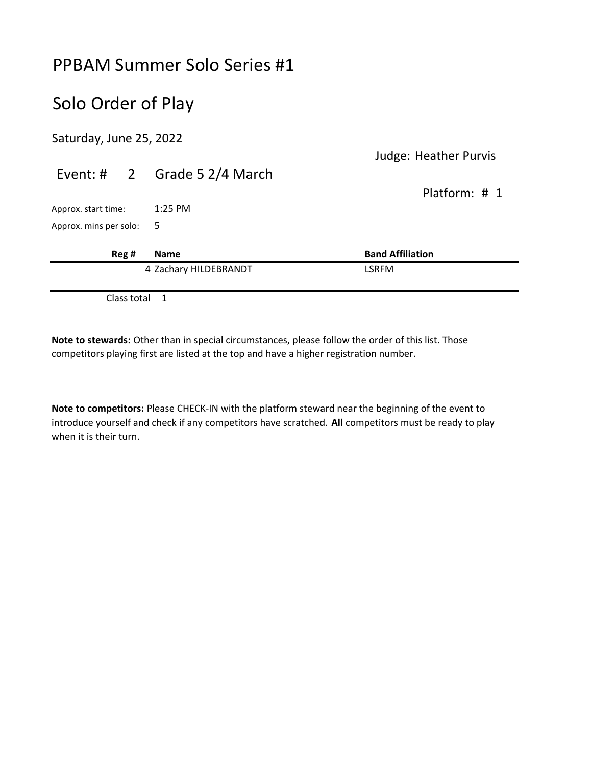# PPBAM Summer Solo Series #1

## Solo Order of Play

Saturday, June 25, 2022

Judge: Heather Purvis

Event: # 2 Grade 5 2/4 March

Platform: # 1

Approx. start time: 1:25 PM

Approx. mins per solo: 5

| Reg # | Name | Band Affiliation |
|---|---|---|
| 4 | Zachary HILDEBRANDT | LSRFM |

Class total 1

**Note to stewards:** Other than in special circumstances, please follow the order of this list. Those competitors playing first are listed at the top and have a higher registration number.

**Note to competitors:** Please CHECK-IN with the platform steward near the beginning of the event to introduce yourself and check if any competitors have scratched. **All** competitors must be ready to play when it is their turn.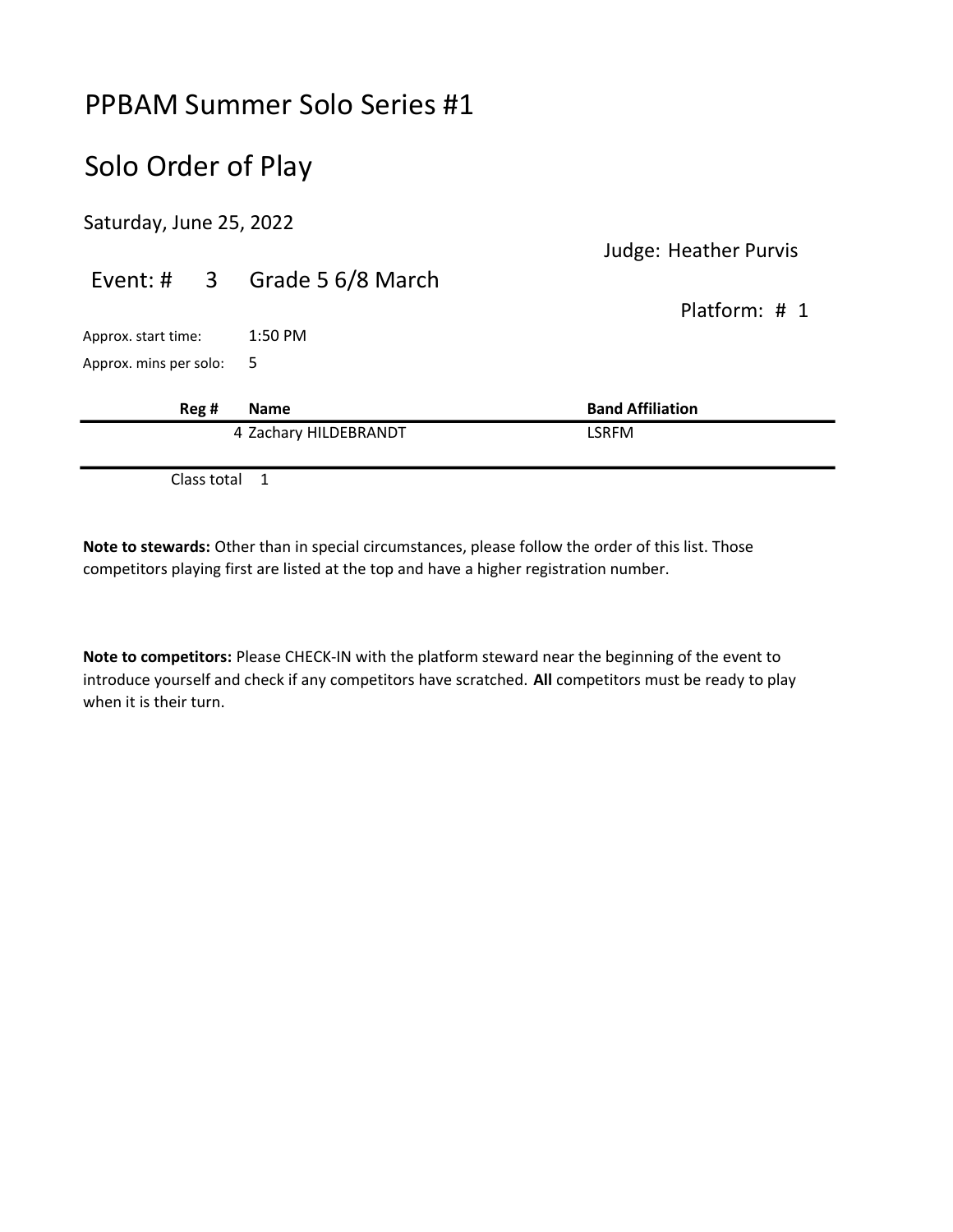# PPBAM Summer Solo Series #1

## Solo Order of Play

Saturday, June 25, 2022

Judge: Heather Purvis

Event: # 3 Grade 5 6/8 March

Platform: # 1

Approx. start time: 1:50 PM

Approx. mins per solo: 5

| Reg # | Name | Band Affiliation |
|---|---|---|
| 4 | Zachary HILDEBRANDT | LSRFM |

Class total 1

**Note to stewards:** Other than in special circumstances, please follow the order of this list. Those competitors playing first are listed at the top and have a higher registration number.

**Note to competitors:** Please CHECK-IN with the platform steward near the beginning of the event to introduce yourself and check if any competitors have scratched. **All** competitors must be ready to play when it is their turn.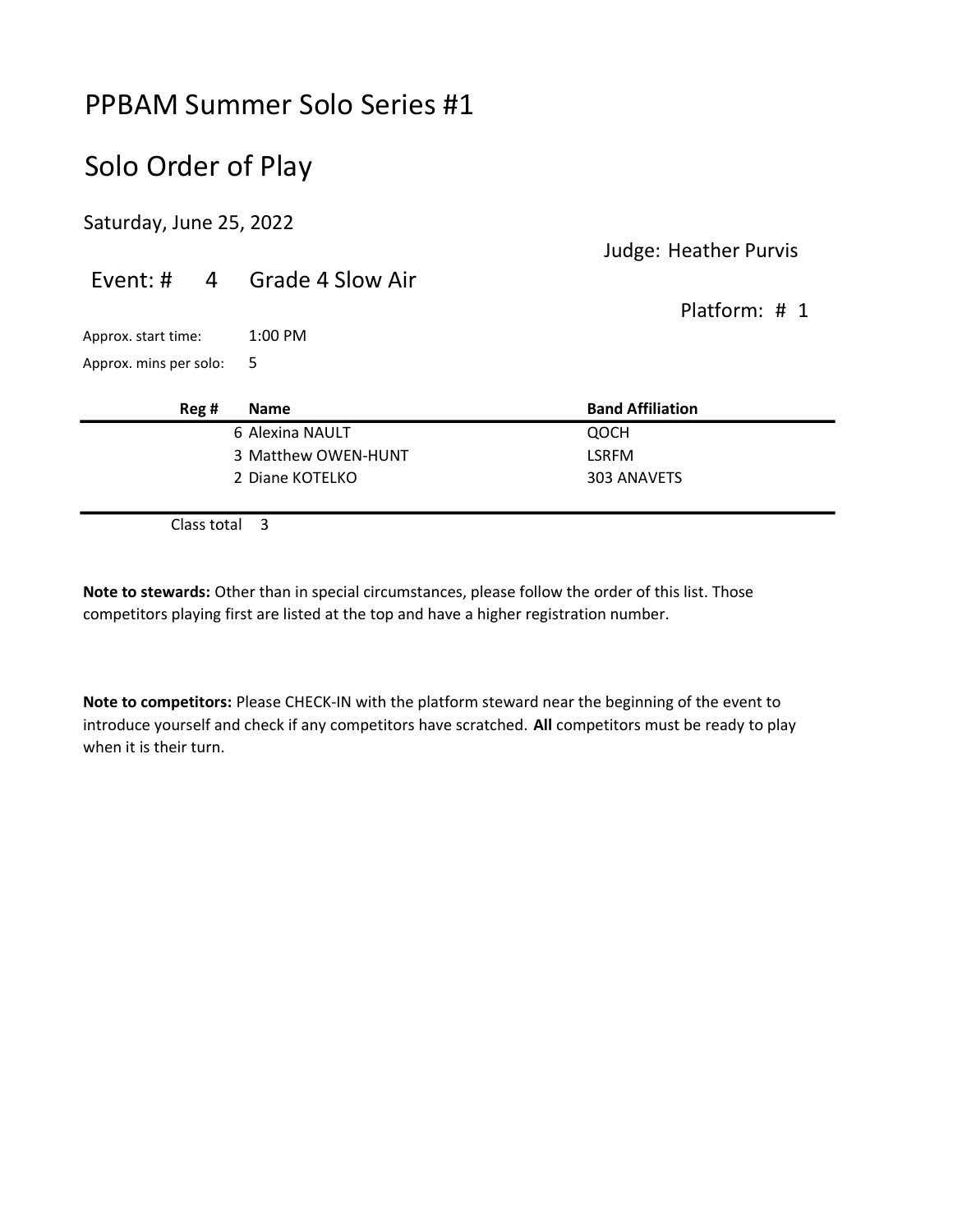# PPBAM Summer Solo Series #1

## Solo Order of Play

Saturday, June 25, 2022

Judge: Heather Purvis

Event: # 4 Grade 4 Slow Air

Platform: # 1

Approx. start time: 1:00 PM

Approx. mins per solo: 5

| Reg # | Name | Band Affiliation |
|---|---|---|
| 6 | Alexina NAULT | QOCH |
| 3 | Matthew OWEN-HUNT | LSRFM |
| 2 | Diane KOTELKO | 303 ANAVETS |

Class total 3

**Note to stewards:** Other than in special circumstances, please follow the order of this list. Those competitors playing first are listed at the top and have a higher registration number.

**Note to competitors:** Please CHECK-IN with the platform steward near the beginning of the event to introduce yourself and check if any competitors have scratched. **All** competitors must be ready to play when it is their turn.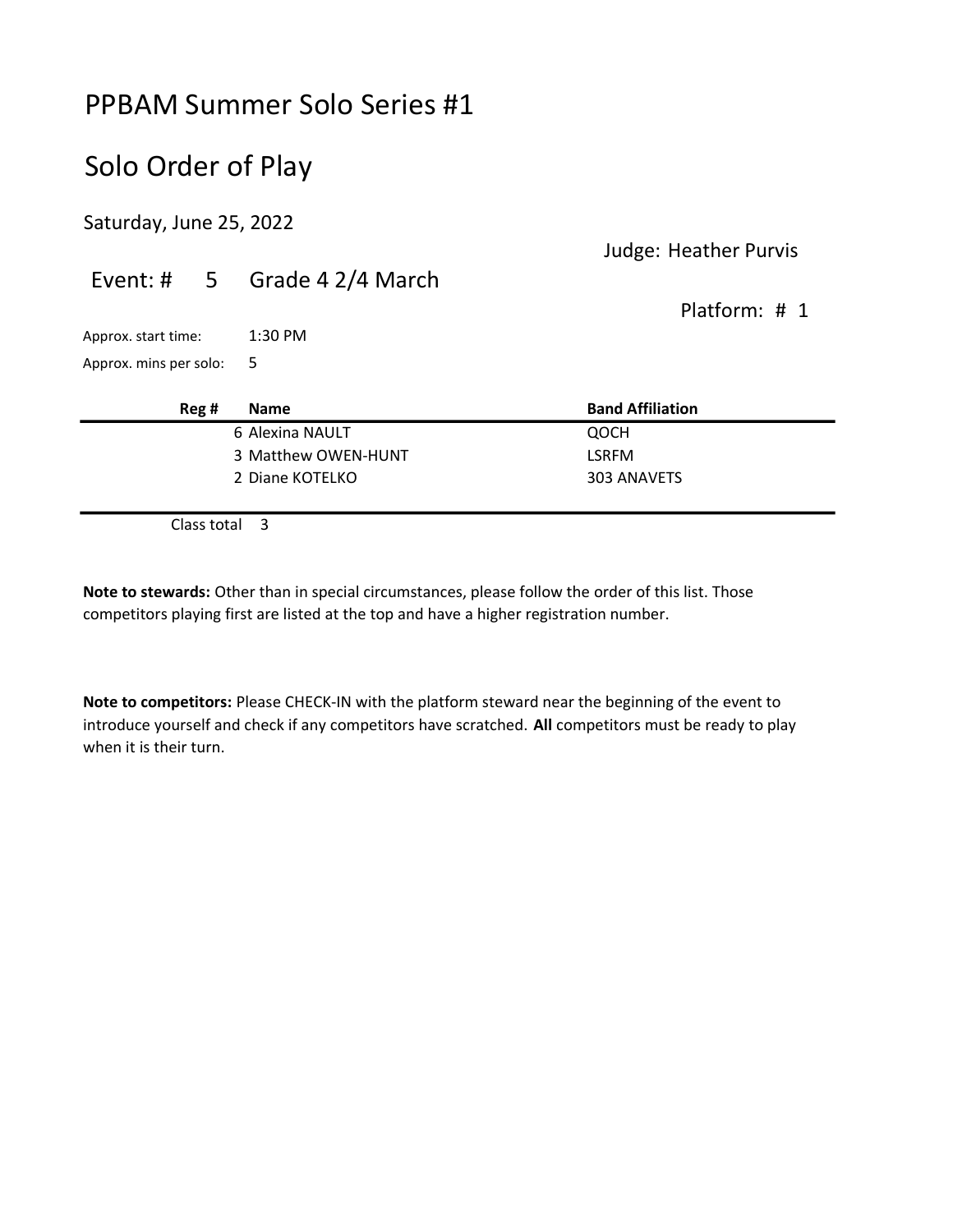# PPBAM Summer Solo Series #1

## Solo Order of Play

Saturday, June 25, 2022

Judge: Heather Purvis

Event: # 5 Grade 4 2/4 March

Platform: # 1

Approx. start time: 1:30 PM

Approx. mins per solo: 5

| Reg # | Name | Band Affiliation |
|---|---|---|
| 6 | Alexina NAULT | QOCH |
| 3 | Matthew OWEN-HUNT | LSRFM |
| 2 | Diane KOTELKO | 303 ANAVETS |

Class total 3

**Note to stewards:** Other than in special circumstances, please follow the order of this list. Those competitors playing first are listed at the top and have a higher registration number.

**Note to competitors:** Please CHECK-IN with the platform steward near the beginning of the event to introduce yourself and check if any competitors have scratched. **All** competitors must be ready to play when it is their turn.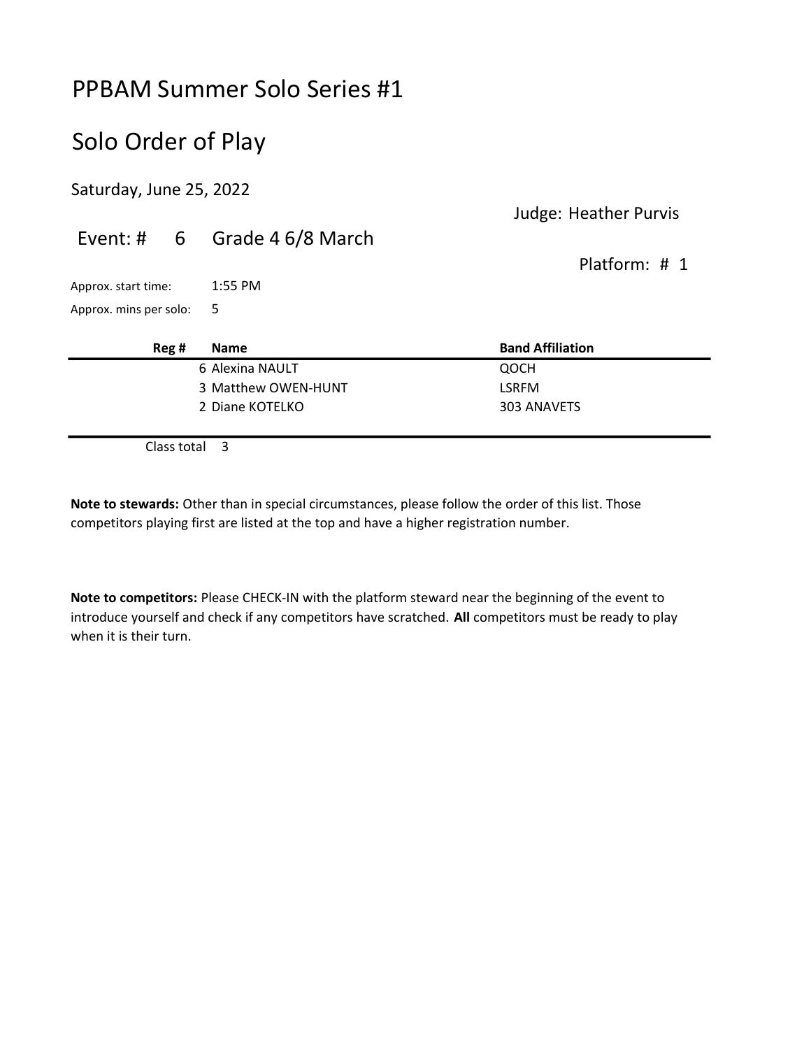# PPBAM Summer Solo Series #1

## Solo Order of Play

Saturday, June 25, 2022

Judge: Heather Purvis

Event: # 6 Grade 4 6/8 March

Platform: # 1

Approx. start time: 1:55 PM

Approx. mins per solo: 5

| Reg # | Name | Band Affiliation |
|---|---|---|
| 6 | Alexina NAULT | QOCH |
| 3 | Matthew OWEN-HUNT | LSRFM |
| 2 | Diane KOTELKO | 303 ANAVETS |

Class total 3

**Note to stewards:** Other than in special circumstances, please follow the order of this list. Those competitors playing first are listed at the top and have a higher registration number.

**Note to competitors:** Please CHECK-IN with the platform steward near the beginning of the event to introduce yourself and check if any competitors have scratched. **All** competitors must be ready to play when it is their turn.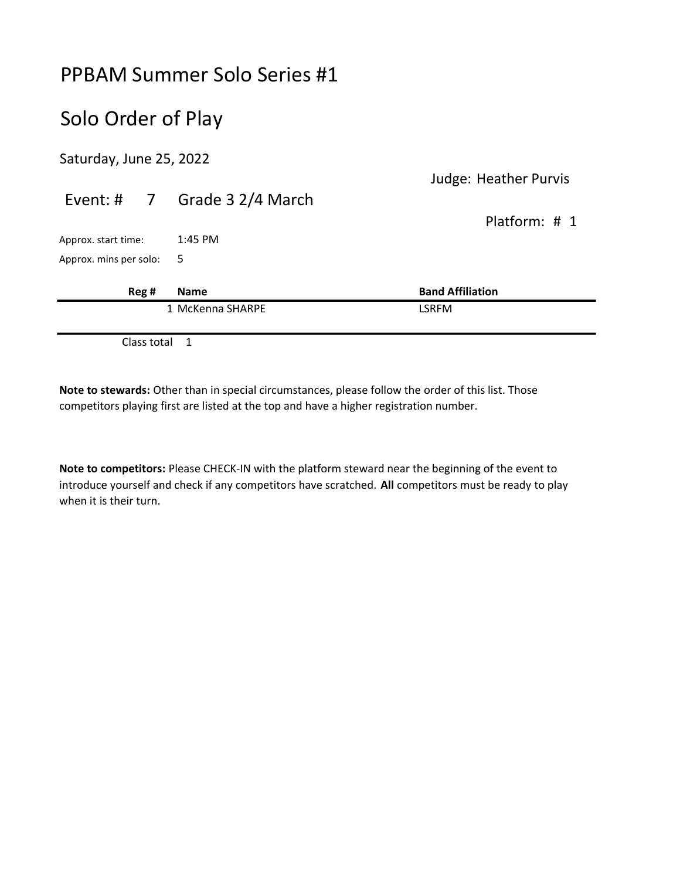# PPBAM Summer Solo Series #1

## Solo Order of Play

Saturday, June 25, 2022

Judge: Heather Purvis

Event: # 7 Grade 3 2/4 March

Platform: # 1

Approx. start time: 1:45 PM

Approx. mins per solo: 5

| Reg # | Name | Band Affiliation |
| --- | --- | --- |
| 1 | McKenna SHARPE | LSRFM |

Class total 1

**Note to stewards:** Other than in special circumstances, please follow the order of this list. Those competitors playing first are listed at the top and have a higher registration number.

**Note to competitors:** Please CHECK-IN with the platform steward near the beginning of the event to introduce yourself and check if any competitors have scratched. **All** competitors must be ready to play when it is their turn.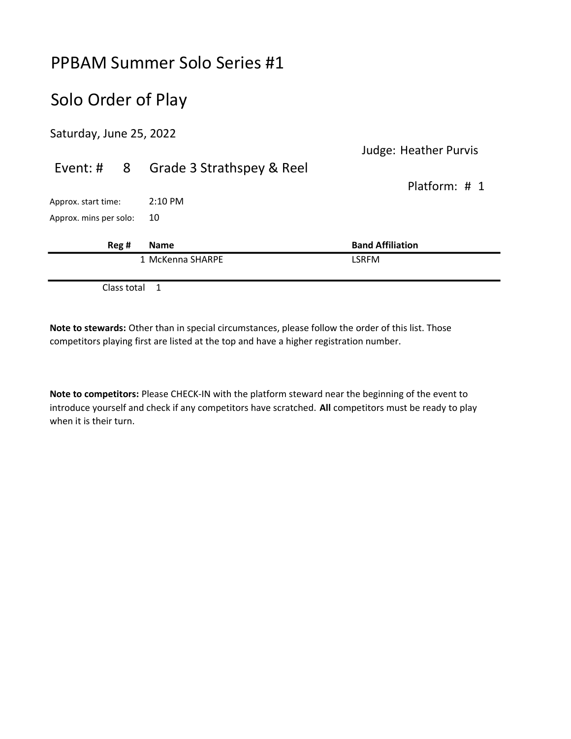# PPBAM Summer Solo Series #1

## Solo Order of Play

Saturday, June 25, 2022

Judge: Heather Purvis

Event: # 8 Grade 3 Strathspey & Reel

Platform: # 1

Approx. start time: 2:10 PM

Approx. mins per solo: 10

| Reg # | Name | Band Affiliation |
| --- | --- | --- |
| 1 | McKenna SHARPE | LSRFM |

Class total 1

**Note to stewards:** Other than in special circumstances, please follow the order of this list. Those competitors playing first are listed at the top and have a higher registration number.

**Note to competitors:** Please CHECK-IN with the platform steward near the beginning of the event to introduce yourself and check if any competitors have scratched. **All** competitors must be ready to play when it is their turn.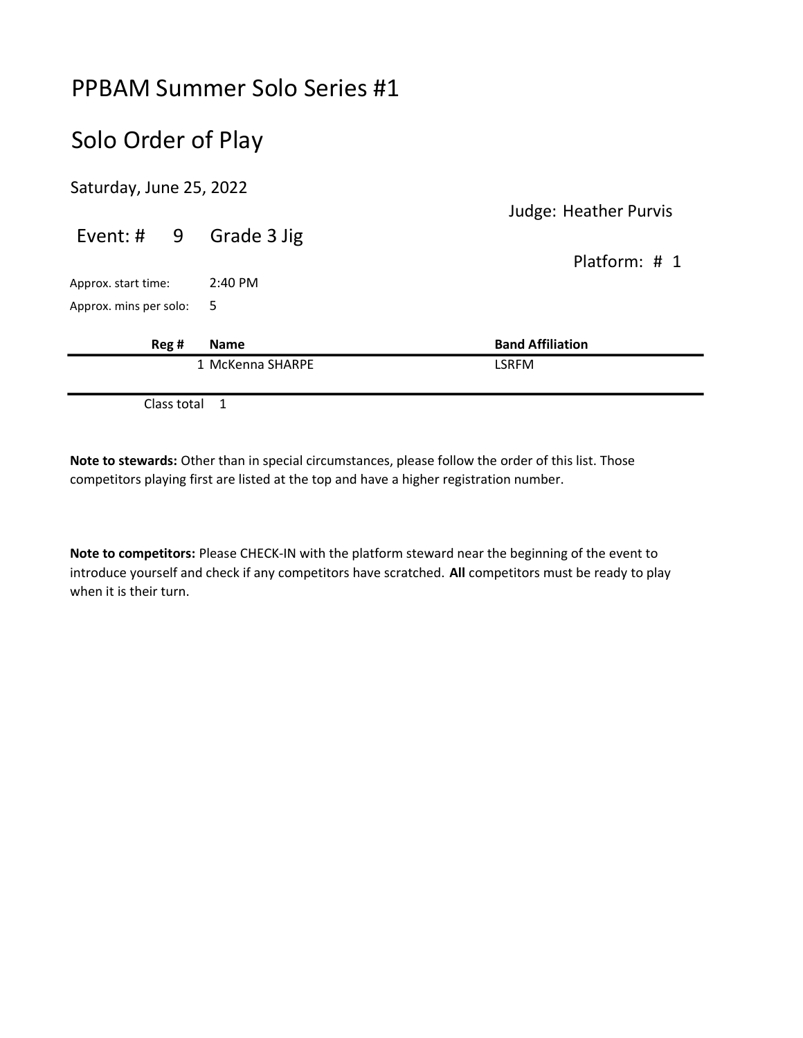# PPBAM Summer Solo Series #1

## Solo Order of Play

Saturday, June 25, 2022

Judge: Heather Purvis

Event: # 9 Grade 3 Jig

Platform: # 1

Approx. start time: 2:40 PM

Approx. mins per solo: 5

| Reg # | Name | Band Affiliation |
|---|---|---|
| 1 | McKenna SHARPE | LSRFM |

Class total 1

**Note to stewards:** Other than in special circumstances, please follow the order of this list. Those competitors playing first are listed at the top and have a higher registration number.

**Note to competitors:** Please CHECK-IN with the platform steward near the beginning of the event to introduce yourself and check if any competitors have scratched. **All** competitors must be ready to play when it is their turn.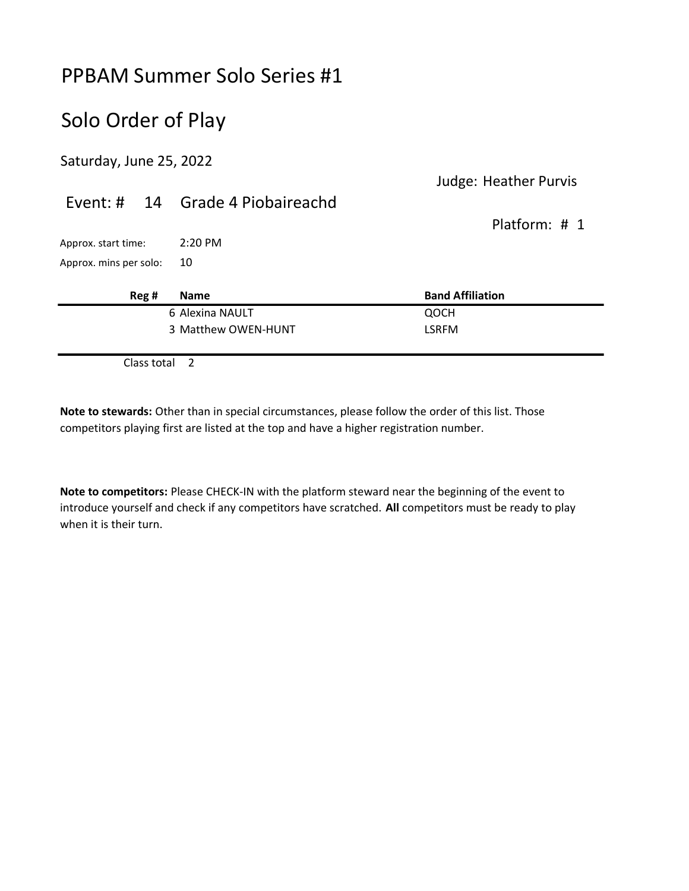# PPBAM Summer Solo Series #1

## Solo Order of Play

Saturday, June 25, 2022

Judge: Heather Purvis

Event: # 14 Grade 4 Piobaireachd

Platform: # 1

Approx. start time: 2:20 PM

Approx. mins per solo: 10

| Reg # | Name | Band Affiliation |
|---|---|---|
| 6 | Alexina NAULT | QOCH |
| 3 | Matthew OWEN-HUNT | LSRFM |

Class total 2

**Note to stewards:** Other than in special circumstances, please follow the order of this list. Those competitors playing first are listed at the top and have a higher registration number.

**Note to competitors:** Please CHECK-IN with the platform steward near the beginning of the event to introduce yourself and check if any competitors have scratched. **All** competitors must be ready to play when it is their turn.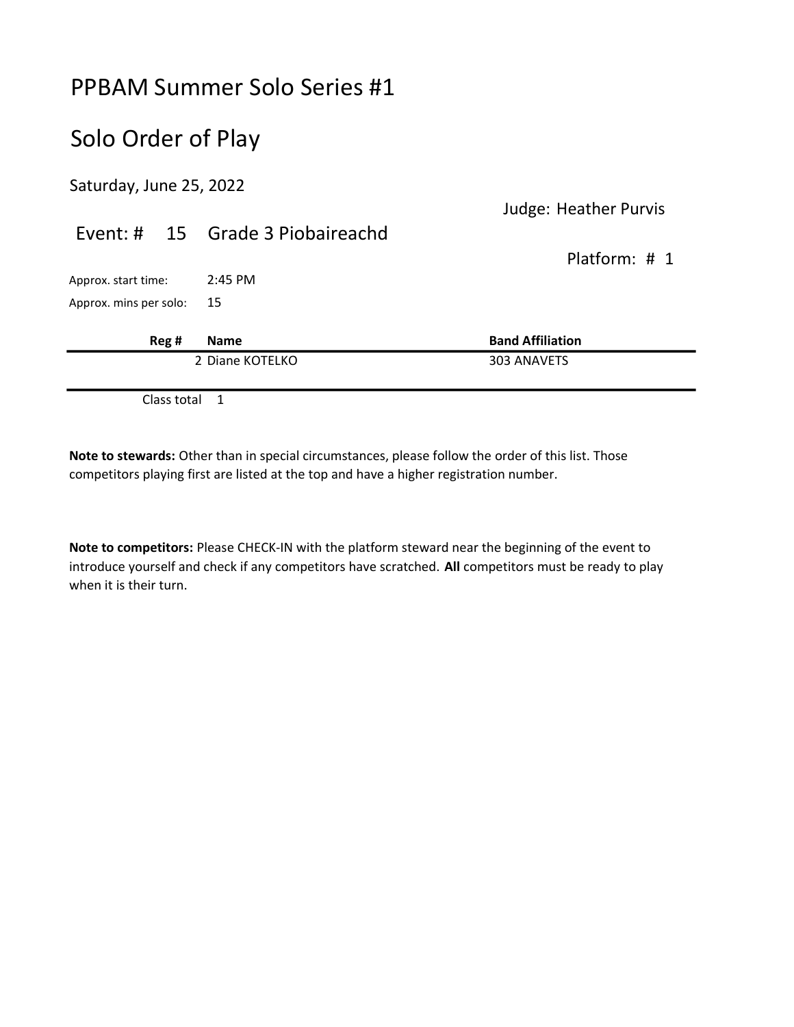# PPBAM Summer Solo Series #1

## Solo Order of Play

Saturday, June 25, 2022

Judge: Heather Purvis

Event: # 15 Grade 3 Piobaireachd

Platform: # 1

Approx. start time: 2:45 PM

Approx. mins per solo: 15

| Reg # | Name | Band Affiliation |
|---|---|---|
| 2 | Diane KOTELKO | 303 ANAVETS |

Class total 1

**Note to stewards:** Other than in special circumstances, please follow the order of this list. Those competitors playing first are listed at the top and have a higher registration number.

**Note to competitors:** Please CHECK-IN with the platform steward near the beginning of the event to introduce yourself and check if any competitors have scratched. **All** competitors must be ready to play when it is their turn.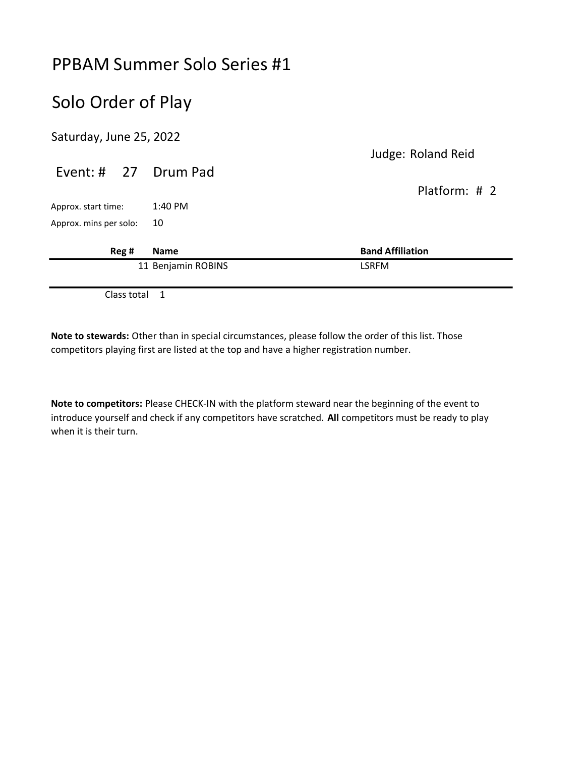# PPBAM Summer Solo Series #1

## Solo Order of Play

Saturday, June 25, 2022

Judge: Roland Reid

Event: # 27 Drum Pad

Platform: # 2

Approx. start time: 1:40 PM

Approx. mins per solo: 10

| Reg # | Name | Band Affiliation |
|---|---|---|
| 11 | Benjamin ROBINS | LSRFM |

Class total 1

**Note to stewards:** Other than in special circumstances, please follow the order of this list. Those competitors playing first are listed at the top and have a higher registration number.

**Note to competitors:** Please CHECK-IN with the platform steward near the beginning of the event to introduce yourself and check if any competitors have scratched. **All** competitors must be ready to play when it is their turn.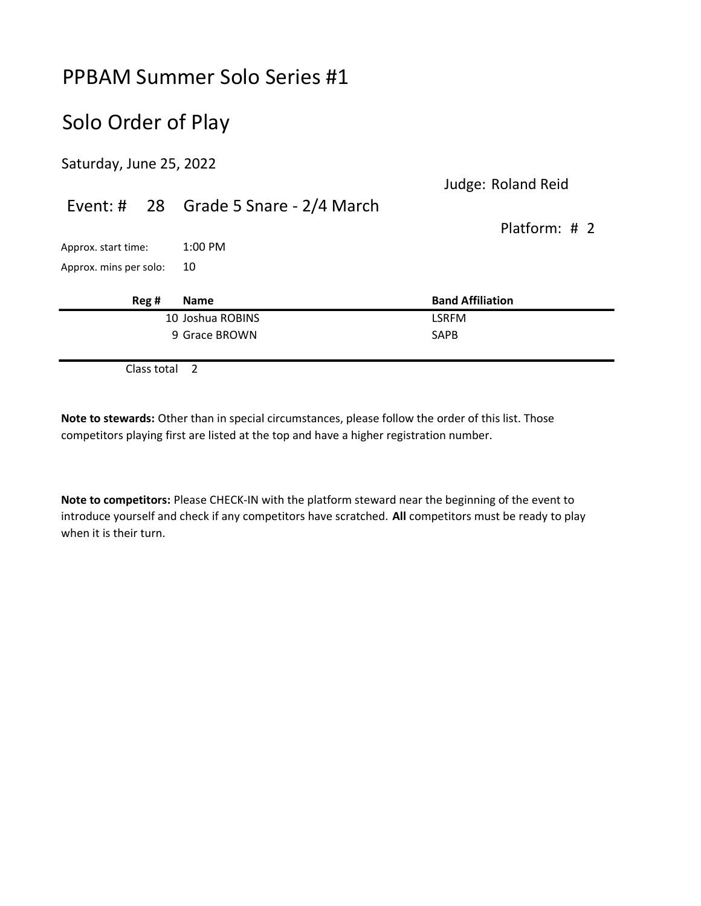# PPBAM Summer Solo Series #1

## Solo Order of Play

Saturday, June 25, 2022

Judge: Roland Reid

Event: # 28 Grade 5 Snare - 2/4 March

Platform: # 2

Approx. start time: 1:00 PM

Approx. mins per solo: 10

| Reg # | Name | Band Affiliation |
|---|---|---|
| 10 | Joshua ROBINS | LSRFM |
| 9 | Grace BROWN | SAPB |

Class total 2

**Note to stewards:** Other than in special circumstances, please follow the order of this list. Those competitors playing first are listed at the top and have a higher registration number.

**Note to competitors:** Please CHECK-IN with the platform steward near the beginning of the event to introduce yourself and check if any competitors have scratched. **All** competitors must be ready to play when it is their turn.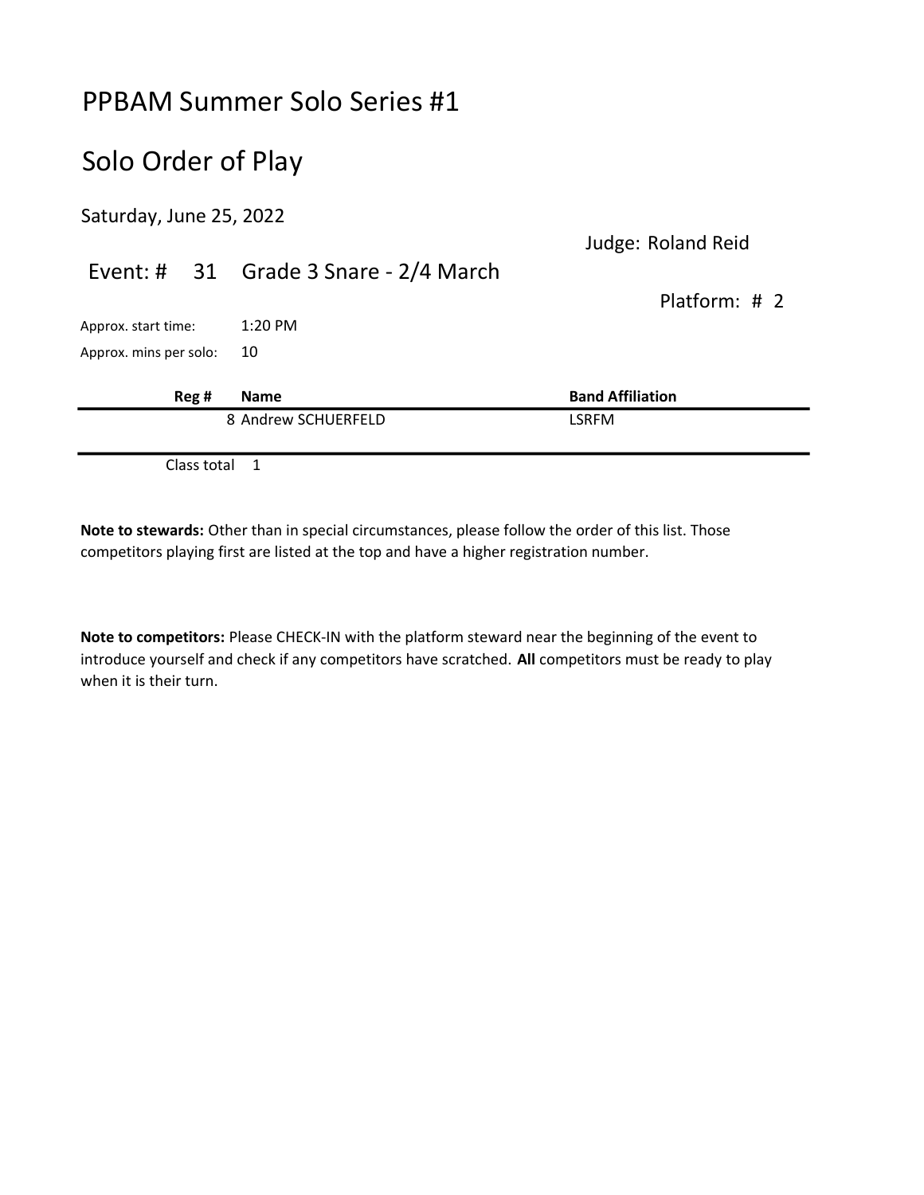# PPBAM Summer Solo Series #1

## Solo Order of Play

Saturday, June 25, 2022

Judge: Roland Reid

Event: # 31 Grade 3 Snare - 2/4 March

Platform: # 2

Approx. start time: 1:20 PM

Approx. mins per solo: 10

| Reg # | Name | Band Affiliation |
|---|---|---|
| 8 | Andrew SCHUERFELD | LSRFM |

Class total 1

**Note to stewards:** Other than in special circumstances, please follow the order of this list. Those competitors playing first are listed at the top and have a higher registration number.

**Note to competitors:** Please CHECK-IN with the platform steward near the beginning of the event to introduce yourself and check if any competitors have scratched. **All** competitors must be ready to play when it is their turn.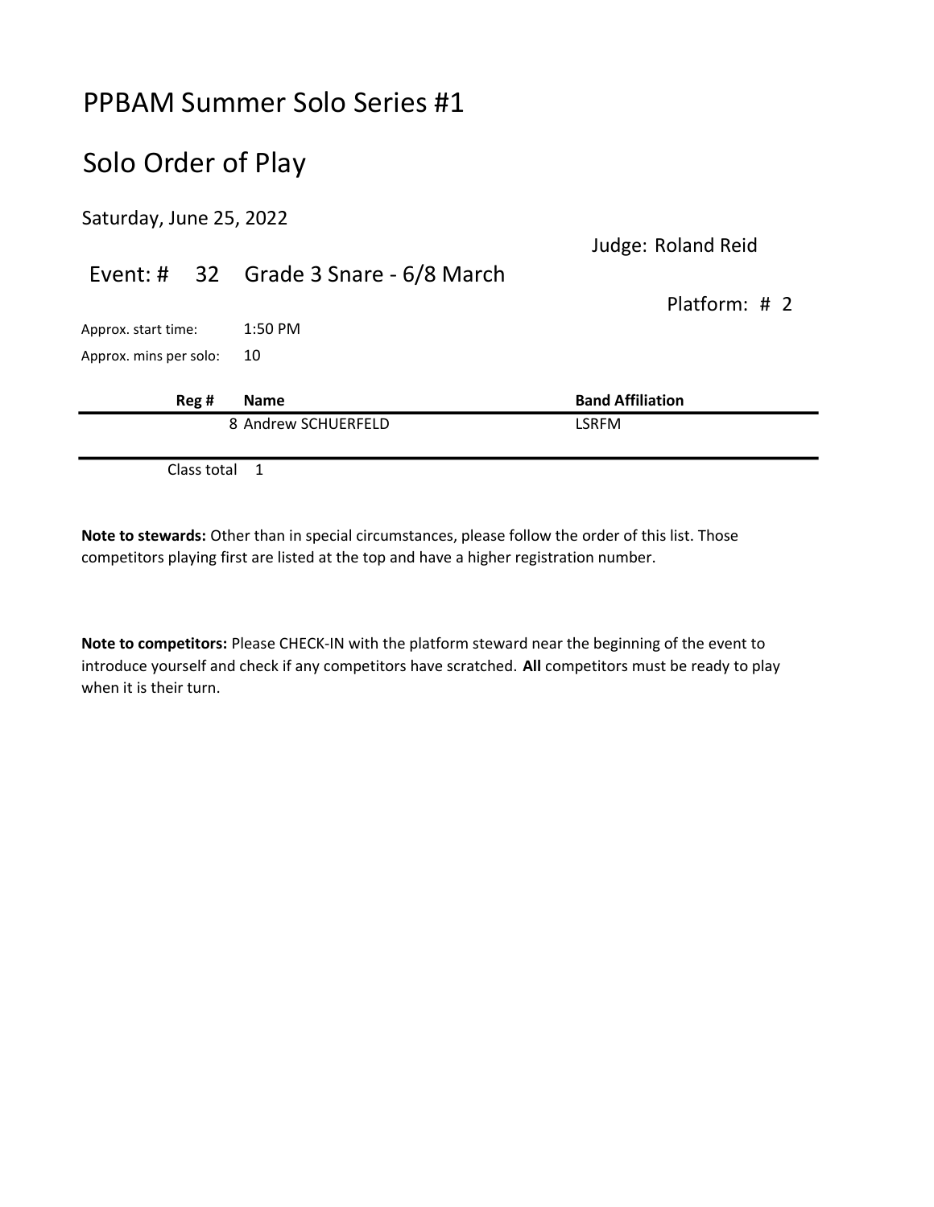# PPBAM Summer Solo Series #1

## Solo Order of Play

Saturday, June 25, 2022

Judge: Roland Reid

Event: # 32 Grade 3 Snare - 6/8 March

Platform: # 2

Approx. start time: 1:50 PM

Approx. mins per solo: 10

| Reg # | Name | Band Affiliation |
|---|---|---|
| 8 | Andrew SCHUERFELD | LSRFM |

Class total 1

**Note to stewards:** Other than in special circumstances, please follow the order of this list. Those competitors playing first are listed at the top and have a higher registration number.

**Note to competitors:** Please CHECK-IN with the platform steward near the beginning of the event to introduce yourself and check if any competitors have scratched. **All** competitors must be ready to play when it is their turn.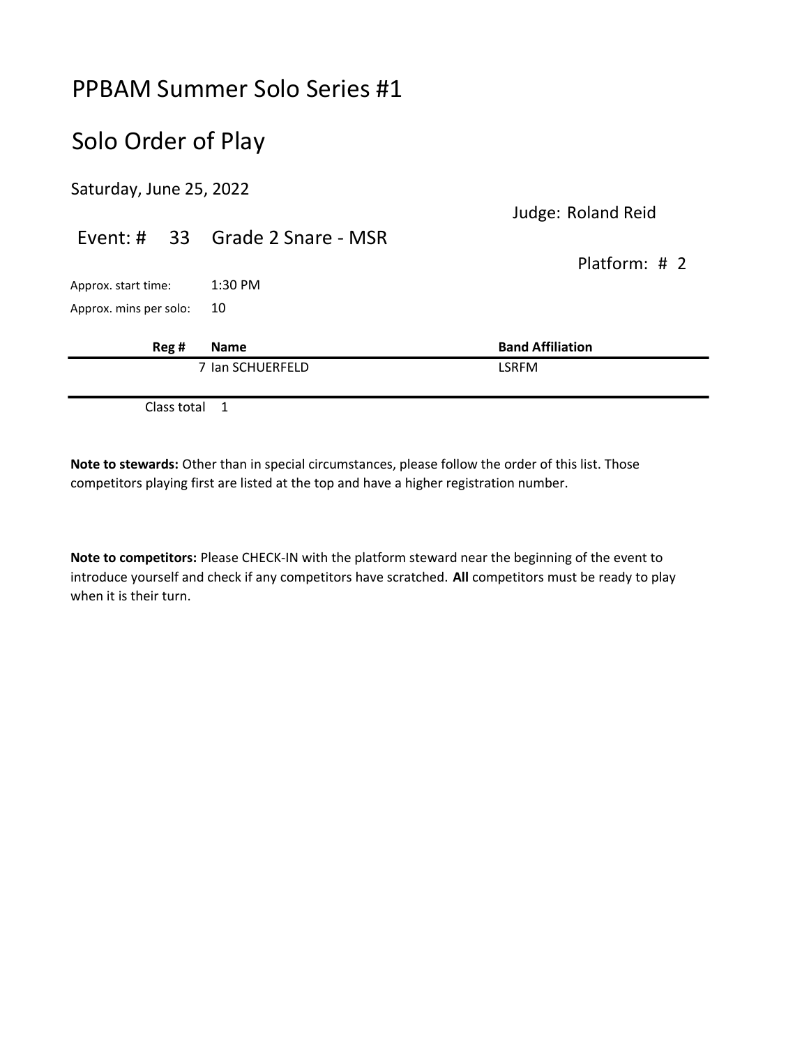# PPBAM Summer Solo Series #1

## Solo Order of Play

Saturday, June 25, 2022

Judge: Roland Reid

Event: # 33 Grade 2 Snare - MSR

Platform: # 2

Approx. start time: 1:30 PM

Approx. mins per solo: 10

| Reg # | Name | Band Affiliation |
|---|---|---|
| 7 | Ian SCHUERFELD | LSRFM |

Class total 1

**Note to stewards:** Other than in special circumstances, please follow the order of this list. Those competitors playing first are listed at the top and have a higher registration number.

**Note to competitors:** Please CHECK-IN with the platform steward near the beginning of the event to introduce yourself and check if any competitors have scratched. **All** competitors must be ready to play when it is their turn.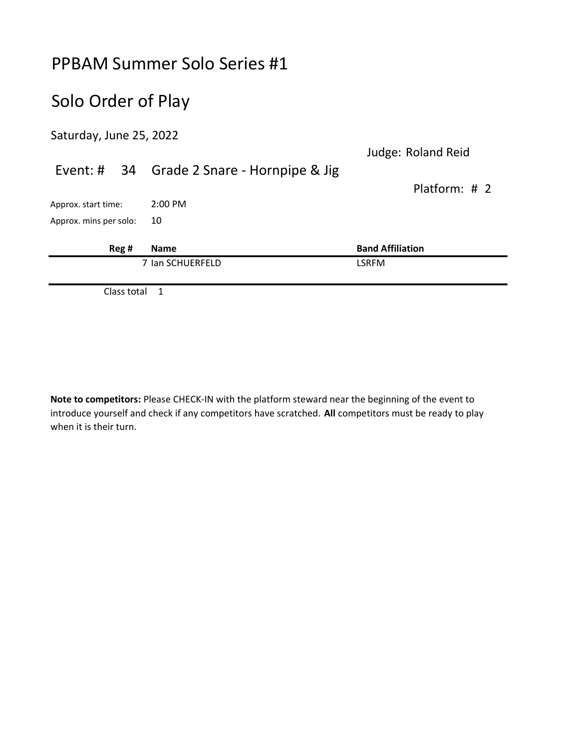# PPBAM Summer Solo Series #1

## Solo Order of Play

Saturday, June 25, 2022

Judge: Roland Reid

Event: # 34 Grade 2 Snare - Hornpipe & Jig

Platform: # 2

Approx. start time: 2:00 PM

Approx. mins per solo: 10

| Reg # | Name | Band Affiliation |
|---|---|---|
| 7 | Ian SCHUERFELD | LSRFM |

Class total 1

**Note to competitors:** Please CHECK-IN with the platform steward near the beginning of the event to introduce yourself and check if any competitors have scratched. **All** competitors must be ready to play when it is their turn.